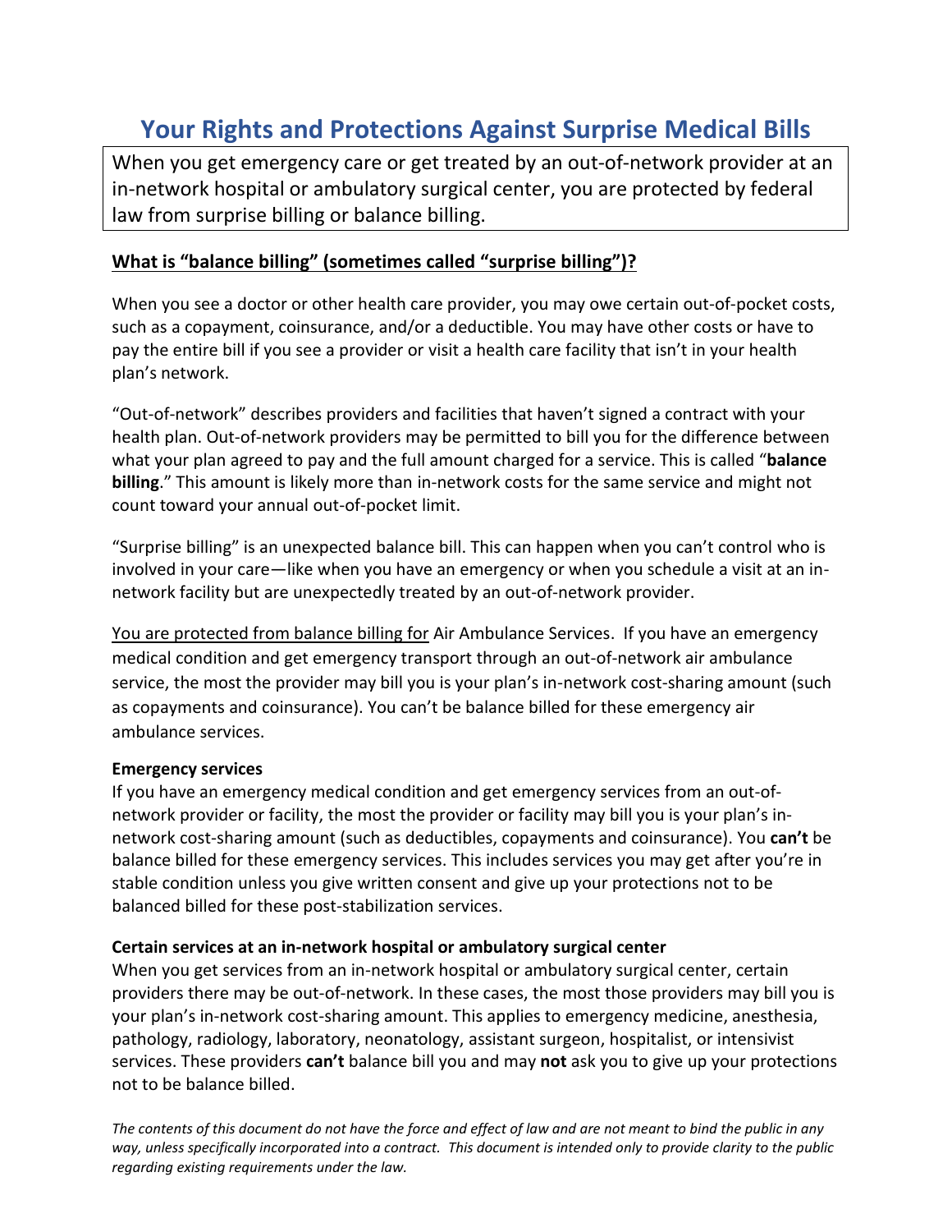# Your Rights and Protections Against Surprise Medical Bills

When you get emergency care or get treated by an out-of-network provider at an in-network hospital or ambulatory surgical center, you are protected by federal law from surprise billing or balance billing.

## What is "balance billing" (sometimes called "surprise billing")?

When you see a doctor or other health care provider, you may owe certain out-of-pocket costs, such as a copayment, coinsurance, and/or a deductible. You may have other costs or have to pay the entire bill if you see a provider or visit a health care facility that isn't in your health plan's network.

"Out-of-network" describes providers and facilities that haven't signed a contract with your health plan. Out-of-network providers may be permitted to bill you for the difference between what your plan agreed to pay and the full amount charged for a service. This is called "**balance billing**." This amount is likely more than in-network costs for the same service and might not count toward your annual out-of-pocket limit.

"Surprise billing" is an unexpected balance bill. This can happen when you can't control who is involved in your care—like when you have an emergency or when you schedule a visit at an in-network facility but are unexpectedly treated by an out-of-network provider.

<u>You are protected from balance billing for</u> Air Ambulance Services. If you have an emergency medical condition and get emergency transport through an out-of-network air ambulance service, the most the provider may bill you is your plan's in-network cost-sharing amount (such as copayments and coinsurance). You can't be balance billed for these emergency air ambulance services.

**Emergency services**

If you have an emergency medical condition and get emergency services from an out-of-network provider or facility, the most the provider or facility may bill you is your plan's in-network cost-sharing amount (such as deductibles, copayments and coinsurance). You **can't** be balance billed for these emergency services. This includes services you may get after you're in stable condition unless you give written consent and give up your protections not to be balanced billed for these post-stabilization services.

**Certain services at an in-network hospital or ambulatory surgical center**

When you get services from an in-network hospital or ambulatory surgical center, certain providers there may be out-of-network. In these cases, the most those providers may bill you is your plan's in-network cost-sharing amount. This applies to emergency medicine, anesthesia, pathology, radiology, laboratory, neonatology, assistant surgeon, hospitalist, or intensivist services. These providers **can't** balance bill you and may **not** ask you to give up your protections not to be balance billed.

*The contents of this document do not have the force and effect of law and are not meant to bind the public in any way, unless specifically incorporated into a contract. This document is intended only to provide clarity to the public regarding existing requirements under the law.*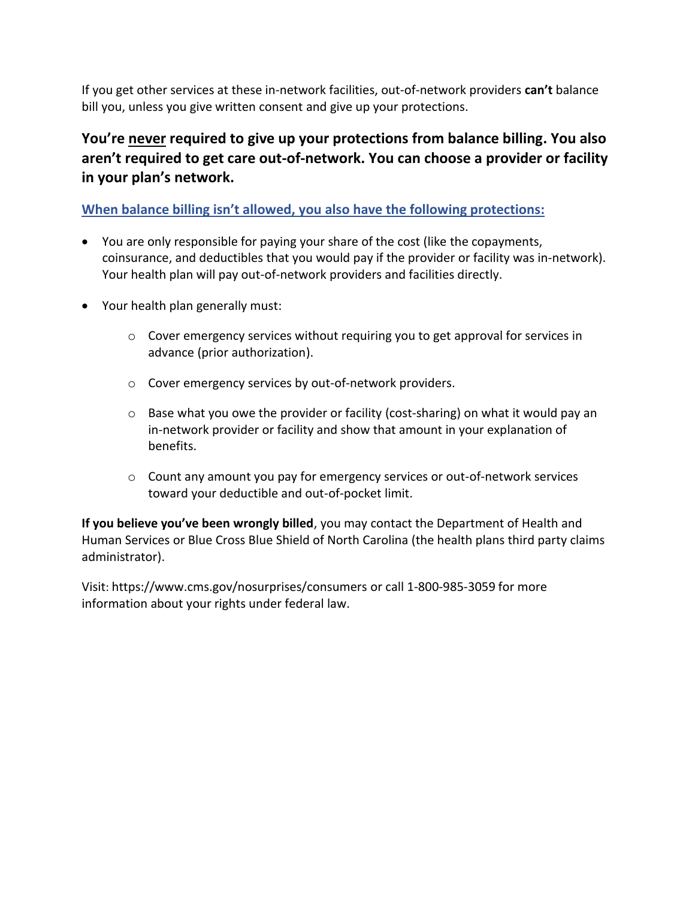If you get other services at these in-network facilities, out-of-network providers **can't** balance bill you, unless you give written consent and give up your protections.

**You're <u>never</u> required to give up your protections from balance billing. You also aren't required to get care out-of-network. You can choose a provider or facility in your plan's network.**

**When balance billing isn't allowed, you also have the following protections:**

- You are only responsible for paying your share of the cost (like the copayments, coinsurance, and deductibles that you would pay if the provider or facility was in-network). Your health plan will pay out-of-network providers and facilities directly.
- Your health plan generally must:
  - Cover emergency services without requiring you to get approval for services in advance (prior authorization).
  - Cover emergency services by out-of-network providers.
  - Base what you owe the provider or facility (cost-sharing) on what it would pay an in-network provider or facility and show that amount in your explanation of benefits.
  - Count any amount you pay for emergency services or out-of-network services toward your deductible and out-of-pocket limit.

**If you believe you've been wrongly billed**, you may contact the Department of Health and Human Services or Blue Cross Blue Shield of North Carolina (the health plans third party claims administrator).

Visit: https://www.cms.gov/nosurprises/consumers or call 1-800-985-3059 for more information about your rights under federal law.